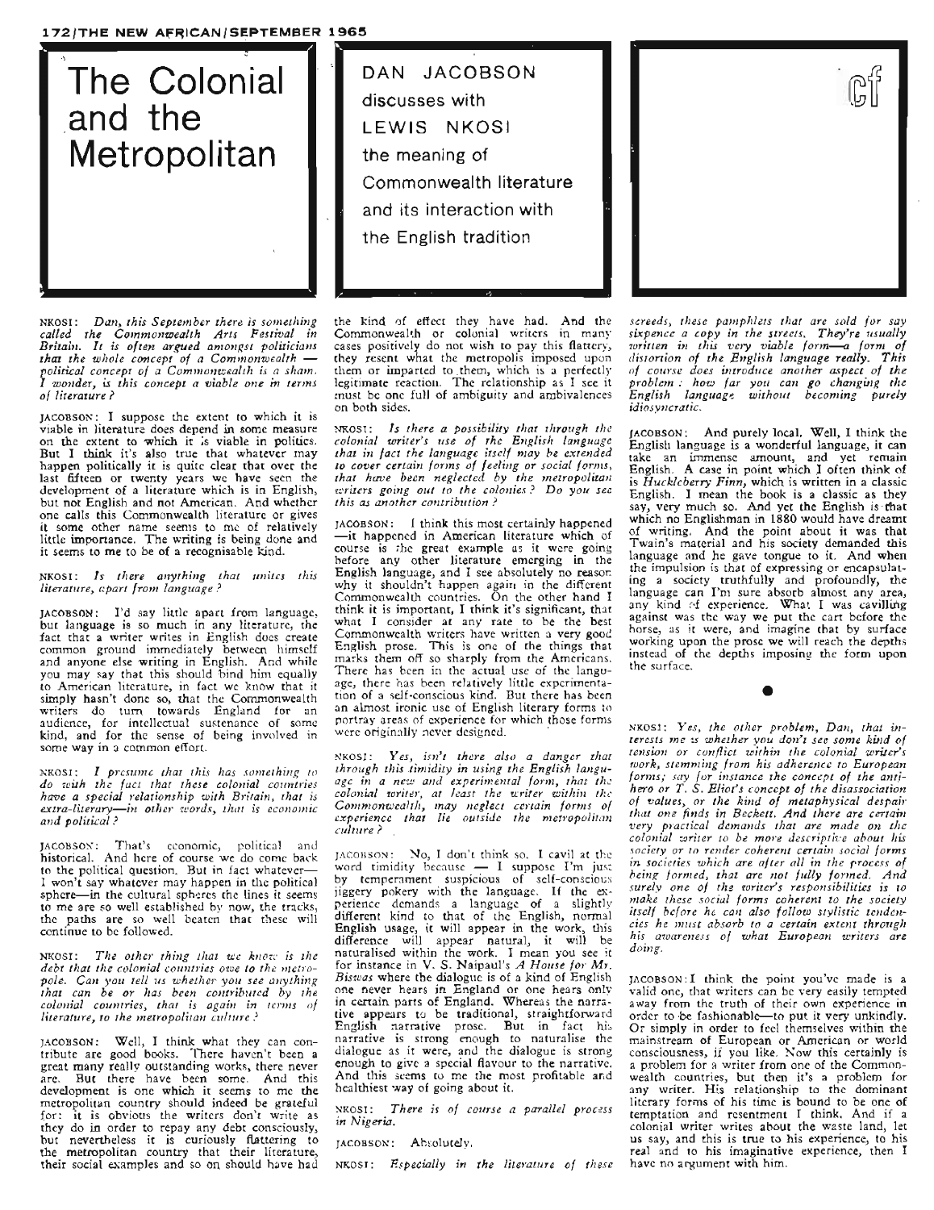# The Colonial and the Metropolitan

DAN JACOBSON discusses with LEWIS NKOSI the meaning of Commonwealth literature and its interaction with the English tradition

NKOSI: *Dan, this September there is something called the Commonwealth Arts Festival in Britain. It is often argued amongst politicians that the whole concept of a Commonwealth — political concept of a Commonwealth is a sham. I wonder, is this concept a viable one in terms of literature?*

JACOBSON: I suppose the extent to which it is viable in literature does depend in some measure on the extent to which it is viable in politics. But I think it's also true that whatever may happen politically it is quite clear that over the last fifteen or twenty years we have seen the development of a literature which is in English, but not English and not American. And whether one calls this Commonwealth literature or gives it some other name seems to me of relatively little importance. The writing is being done and it seems to me to be of a recognisable kind.

NKOSI: *Is there anything that unites this literature, apart from language?*

JACOBSON: I'd say little apart from language, but language is so much in any literature, the fact that a writer writes in English does create common ground immediately between himself and anyone else writing in English. And while you may say that this should bind him equally to American literature, in fact we know that it simply hasn't done so, that the Commonwealth writers do turn towards England for an audience, for intellectual sustenance of some kind, and for the sense of being involved in some way in a common effort.

NKOSI: *I presume that this has something to do with the fact that these colonial countries have a special relationship with Britain, that is extra-literary—in other words, that is economic and political?*

JACOBSON: That's economic, political and historical. And here of course we do come back to the political question. But in fact whatever—I won't say whatever may happen in the political sphere—in the cultural spheres the lines it seems to me are so well established by now, the tracks, the paths are so well beaten that these will continue to be followed.

NKOSI: *The other thing that we know is the debt that the colonial countries owe to the metropole. Can you tell us whether you see anything that can be or has been contributed by the colonial countries, that is again in terms of literature, to the metropolitan culture?*

JACOBSON: Well, I think what they can contribute is good books. There haven't been a great many really outstanding works, there never are. But there have been some. And this development is one which it seems to me the metropolitan country should indeed be grateful for: it is obvious the writers don't write as they do in order to repay any debt consciously, but nevertheless it is curiously flattering to the metropolitan country that their literature, their social examples and so on should have had the kind of effect they have had. And the Commonwealth or colonial writers in many cases positively do not wish to pay this flattery, they resent what the metropolis imposed upon them or imparted to them, which is a perfectly legitimate reaction. The relationship as I see it must be one full of ambiguity and ambivalences on both sides.

NKOSI: *Is there a possibility that through the colonial writer's use of the English language that in fact the language itself may be extended to cover certain forms of feeling or social forms, that have been neglected by the metropolitan writers going out to the colonies? Do you see this as another contribution?*

JACOBSON: I think this most certainly happened—it happened in American literature which of course is the great example as it were going before any other literature emerging in the English language, and I see absolutely no reason why it shouldn't happen again in the different Commonwealth countries. On the other hand I think it is important, I think it's significant, that what I consider at any rate to be the best Commonwealth writers have written a very good English prose. This is one of the things that marks them off so sharply from the Americans. There has been in the actual use of the language, there has been relatively little experimentation of a self-conscious kind. But there has been an almost ironic use of English literary forms to portray areas of experience for which those forms were originally never designed.

NKOSI: *Yes, isn't there also a danger that through this timidity in using the English language in a new and experimental form, that the colonial writer, at least the writer within the Commonwealth, may neglect certain forms of experience that lie outside the metropolitan culture?*

JACOBSON: No, I don't think so. I cavil at the word timidity because — I suppose I'm just by temperament suspicious of self-conscious jiggery pokery with the language. If the experience demands a language of a slightly different kind to that of the English, normal English usage, it will appear in the work, this difference will appear natural, it will be naturalised within the work. I mean you see it for instance in V. S. Naipaul's *A House for Mr. Biswas* where the dialogue is of a kind of English one never hears in England or one hears only in certain parts of England. Whereas the narrative appears to be traditional, straightforward English narrative prose. But in fact his narrative is strong enough to naturalise the dialogue as it were, and the dialogue is strong enough to give a special flavour to the narrative. And this seems to me the most profitable and healthiest way of going about it.

NKOSI: *There is of course a parallel process in Nigeria.*

JACOBSON: Absolutely.

NKOSI: *Especially in the literature of these screeds, these pamphlets that are sold for say sixpence a copy in the streets. They're usually written in this very viable form—a form of distortion of the English language really. This of course does introduce another aspect of the problem: how far you can go changing the English language without becoming purely idiosyncratic.*

JACOBSON: And purely local. Well, I think the English language is a wonderful language, it can take an immense amount, and yet remain English. A case in point which I often think of is *Huckleberry Finn*, which is written in a classic English. I mean the book is a classic as they say, very much so. And yet the English is that which no Englishman in 1880 would have dreamt of writing. And the point about it was that Twain's material and his society demanded this language and he gave tongue to it. And when the impulsion is that of expressing or encapsulating a society truthfully and profoundly, the language can I'm sure absorb almost any area, any kind of experience. What I was cavilling against was the way we put the cart before the horse, as it were, and imagine that by surface working upon the prose we will reach the depths instead of the depths imposing the form upon the surface.

•

NKOSI: *Yes, the other problem, Dan, that interests me is whether you don't see some kind of tension or conflict within the colonial writer's work, stemming from his adherence to European forms; say for instance the concept of the anti-hero or T. S. Eliot's concept of the disassociation of values, or the kind of metaphysical despair that one finds in Beckett. And there are certain very practical demands that are made on the colonial writer to be more descriptive about his society or to render coherent certain social forms in societies which are after all in the process of being formed, that are not fully formed. And surely one of the writer's responsibilities is to make these social forms coherent to the society itself before he can also follow stylistic tendencies he must absorb to a certain extent through his awareness of what European writers are doing.*

JACOBSON: I think the point you've made is a valid one, that writers can be very easily tempted away from the truth of their own experience in order to be fashionable—to put it very unkindly. Or simply in order to feel themselves within the mainstream of European or American or world consciousness, if you like. Now this certainly is a problem for a writer from one of the Commonwealth countries, but then it's a problem for any writer. His relationship to the dominant literary forms of his time is bound to be one of temptation and resentment I think. And if a colonial writer writes about the waste land, let us say, and this is true to his experience, to his real and to his imaginative experience, then I have no argument with him.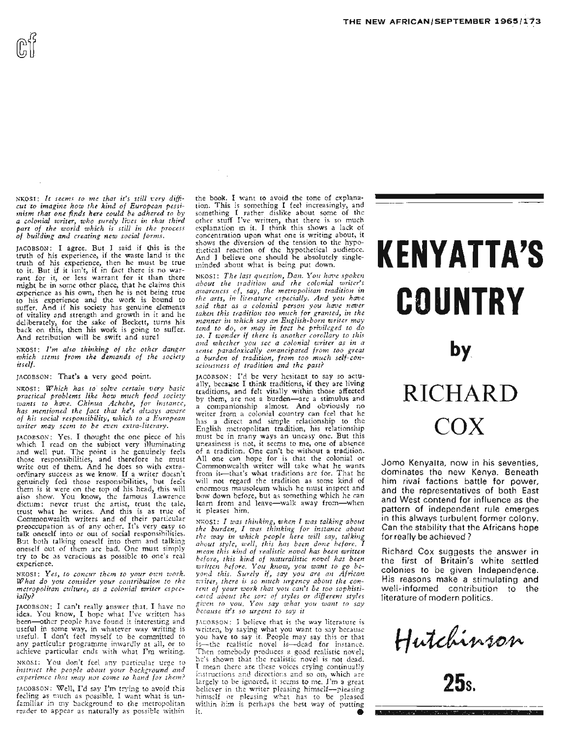NKOSI: *It seems to me that it's still very difficut to imagine how the kind of European pessimism that one finds here could be adhered to by a colonial writer, who surely lives in that third part of the world which is still in the process of building and creating new social forms.*

JACOBSON: I agree. But I said if this is the truth of his experience, if the waste land is the truth of his experience, then he must be true to it. But if it isn't, if in fact there is no warrant for it, or less warrant for it than there might be in some other place, that he claims this experience as his own, then he is not being true to his experience and the work is bound to suffer. And if his society has genuine elements of vitality and strength and growth in it and he deliberately, for the sake of Beckett, turns his back on this, then his work is going to suffer. And retribution will be swift and sure!

NKOSI: *I'm also thinking of the other danger which stems from the demands of the society itself.*

JACOBSON: That's a very good point.

NKOSI: *Which has to solve certain very basic practical problems like how much food society wants to have. Chinua Achebe, for instance, has mentioned the fact that he's always aware of his social responsibility, which to a European writer may seem to be even extra-literary.*

JACOBSON: Yes. I thought the one piece of his which I read on the subject very illuminating and well put. The point is he genuinely feels those responsibilities, and therefore he must write out of them. And he does so with extraordinary success as we know. If a writer doesn't genuinely feel those responsibilities, but feels them is it were on the top of his head, this will also show. You know, the famous Lawrence dictum: never trust the artist, trust the tale, trust what he writes. And this is as true of Commonwealth writers and of their particular preoccupation as of any other. It's very easy to talk oneself into or out of social responsibilities. But both talking oneself into them and talking oneself out of them are bad. One must simply try to be as veracious as possible to one's real experience.

NKOSI: *Yes, to concur them to your own work. What do you consider your contribution to the metropolitan culture, as a colonial writer especially?*

JACOBSON: I can't really answer that. I have no idea. You know, I hope what I've written has been—other people have found it interesting and useful in some way, in whatever way writing is useful. I don't feel myself to be committed to any particular programme inwardly at all, or to achieve particular ends with what I'm writing.

NKOSI: *You don't feel any particular urge to instruct the people about your background and experience that may not come to hand for them?*

JACOBSON: Well, I'd say I'm trying to avoid this feeling as much as possible. I want what is unfamiliar in my background to the metropolitan reader to appear as naturally as possible within the book. I want to avoid the tone of explanation. This is something I feel increasingly, and something I rather dislike about some of the other stuff I've written, that there is so much explanation in it. I think this shows a lack of concentration upon what one is writing about, it shows the diversion of the tension to the hypothetical reaction of the hypothetical audience. And I believe one should be absolutely single-minded about what is being put down.

NKOSI: *The last question, Dan. You have spoken about the tradition and the colonial writer's awareness of, say, the metropolitan tradition in the arts, in literature especially. And you have said that as a colonial person you have never taken this tradition too much for granted, in the manner in which say an English-born writer may tend to do, or may in fact be privileged to do so. I wonder if there is another corollary to this and whether you see a colonial writer as in a sense paradoxically emancipated from too great a burden of tradition, from too much self-consciousness of tradition and the past?*

JACOBSON: I'd be very hesitant to say so actually, because I think traditions, if they are living traditions, and felt vitally within those affected by them, are not a burden—are a stimulus and a companionship almost. And obviously no writer from a colonial country can feel that he has a direct and simple relationship to the English metropolitan tradition, his relationship must be in many ways an uneasy one. But this uneasiness is not, it seems to me, one of absence of a tradition. One can't be without a tradition. All one can hope for is that the colonial or Commonwealth writer will take what he wants from it—that's what traditions are for. That he will not regard the tradition as some kind of enormous mausoleum which he must inspect and bow down before, but as something which he can learn from and leave—walk away from—when it pleases him.

NKOSI: *I was thinking, when I was talking about the burden, I was thinking for instance about the way in which people here will say, talking about style, well, this has been done before. I mean this kind of realistic novel has been written before, this kind of naturalistic novel has been written before. You know, you want to go beyond this. Surely if, say you are an African writer, there is so much urgency about the content of your work that you can't be too sophisticated about the sort of styles or different styles given to you. You say what you want to say because it's so urgent to say it*

JACOBSON: I believe that is the way literature is written, by saying what you want to say because you have to say it. People may say this or that is—the realistic novel is—dead for instance. Then somebody produces a good realistic novel; he's shown that the realistic novel is not dead. I mean there are these voices crying continually instructions and directions and so on, which are largely to be ignored, it seems to me. I'm a great believer in the writer pleasing himself—pleasing himself or pleasing what has to be pleased within him is perhaps the best way of putting it.

# KENYATTA'S COUNTRY

## by

## RICHARD COX

Jomo Kenyatta, now in his seventies, dominates the new Kenya. Beneath him rival factions battle for power, and the representatives of both East and West contend for influence as the pattern of independent rule emerges in this always turbulent former colony. Can the stability that the Africans hope for really be achieved?

Richard Cox suggests the answer in the first of Britain's white settled colonies to be given Independence. His reasons make a stimulating and well-informed contribution to the literature of modern politics.

Hutchinson

**25s.**